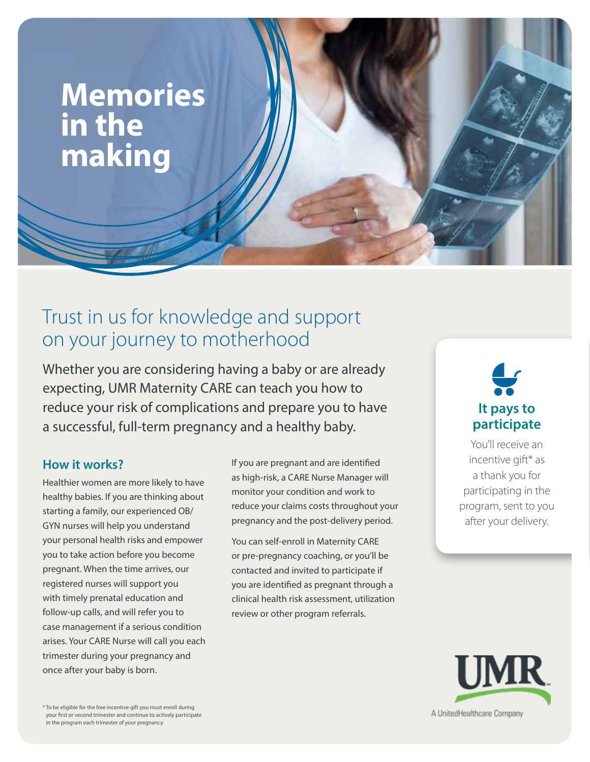# Memories in the making

## Trust in us for knowledge and support on your journey to motherhood

Whether you are considering having a baby or are already expecting, UMR Maternity CARE can teach you how to reduce your risk of complications and prepare you to have a successful, full-term pregnancy and a healthy baby.

### How it works?

Healthier women are more likely to have healthy babies. If you are thinking about starting a family, our experienced OB/GYN nurses will help you understand your personal health risks and empower you to take action before you become pregnant. When the time arrives, our registered nurses will support you with timely prenatal education and follow-up calls, and will refer you to case management if a serious condition arises. Your CARE Nurse will call you each trimester during your pregnancy and once after your baby is born.

If you are pregnant and are identified as high-risk, a CARE Nurse Manager will monitor your condition and work to reduce your claims costs throughout your pregnancy and the post-delivery period.

You can self-enroll in Maternity CARE or pre-pregnancy coaching, or you'll be contacted and invited to participate if you are identified as pregnant through a clinical health risk assessment, utilization review or other program referrals.

### It pays to participate

You'll receive an incentive gift* as a thank you for participating in the program, sent to you after your delivery.

\* To be eligible for the free incentive gift you must enroll during your first or second trimester and continue to actively participate in the program each trimester of your pregnancy.

UMR

A UnitedHealthcare Company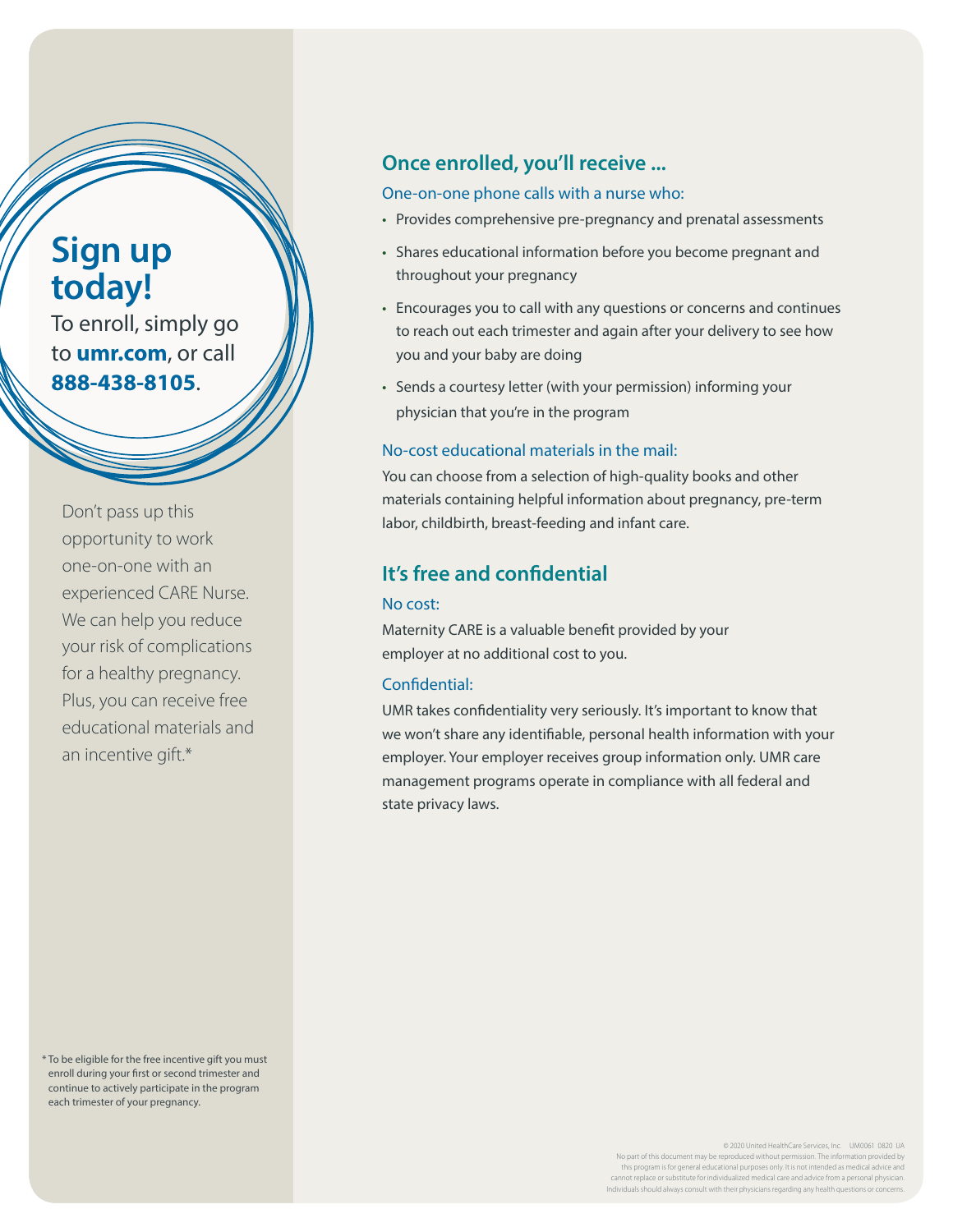## Sign up today!

To enroll, simply go to **umr.com**, or call **888-438-8105**.

Don't pass up this opportunity to work one-on-one with an experienced CARE Nurse. We can help you reduce your risk of complications for a healthy pregnancy. Plus, you can receive free educational materials and an incentive gift.*

## Once enrolled, you'll receive ...

### One-on-one phone calls with a nurse who:

- Provides comprehensive pre-pregnancy and prenatal assessments
- Shares educational information before you become pregnant and throughout your pregnancy
- Encourages you to call with any questions or concerns and continues to reach out each trimester and again after your delivery to see how you and your baby are doing
- Sends a courtesy letter (with your permission) informing your physician that you're in the program

### No-cost educational materials in the mail:

You can choose from a selection of high-quality books and other materials containing helpful information about pregnancy, pre-term labor, childbirth, breast-feeding and infant care.

## It's free and confidential

### No cost:

Maternity CARE is a valuable benefit provided by your employer at no additional cost to you.

### Confidential:

UMR takes confidentiality very seriously. It's important to know that we won't share any identifiable, personal health information with your employer. Your employer receives group information only. UMR care management programs operate in compliance with all federal and state privacy laws.

* To be eligible for the free incentive gift you must enroll during your first or second trimester and continue to actively participate in the program each trimester of your pregnancy.

© 2020 United HealthCare Services, Inc. UM0061 0820 UA
No part of this document may be reproduced without permission. The information provided by this program is for general educational purposes only. It is not intended as medical advice and cannot replace or substitute for individualized medical care and advice from a personal physician. Individuals should always consult with their physicians regarding any health questions or concerns.